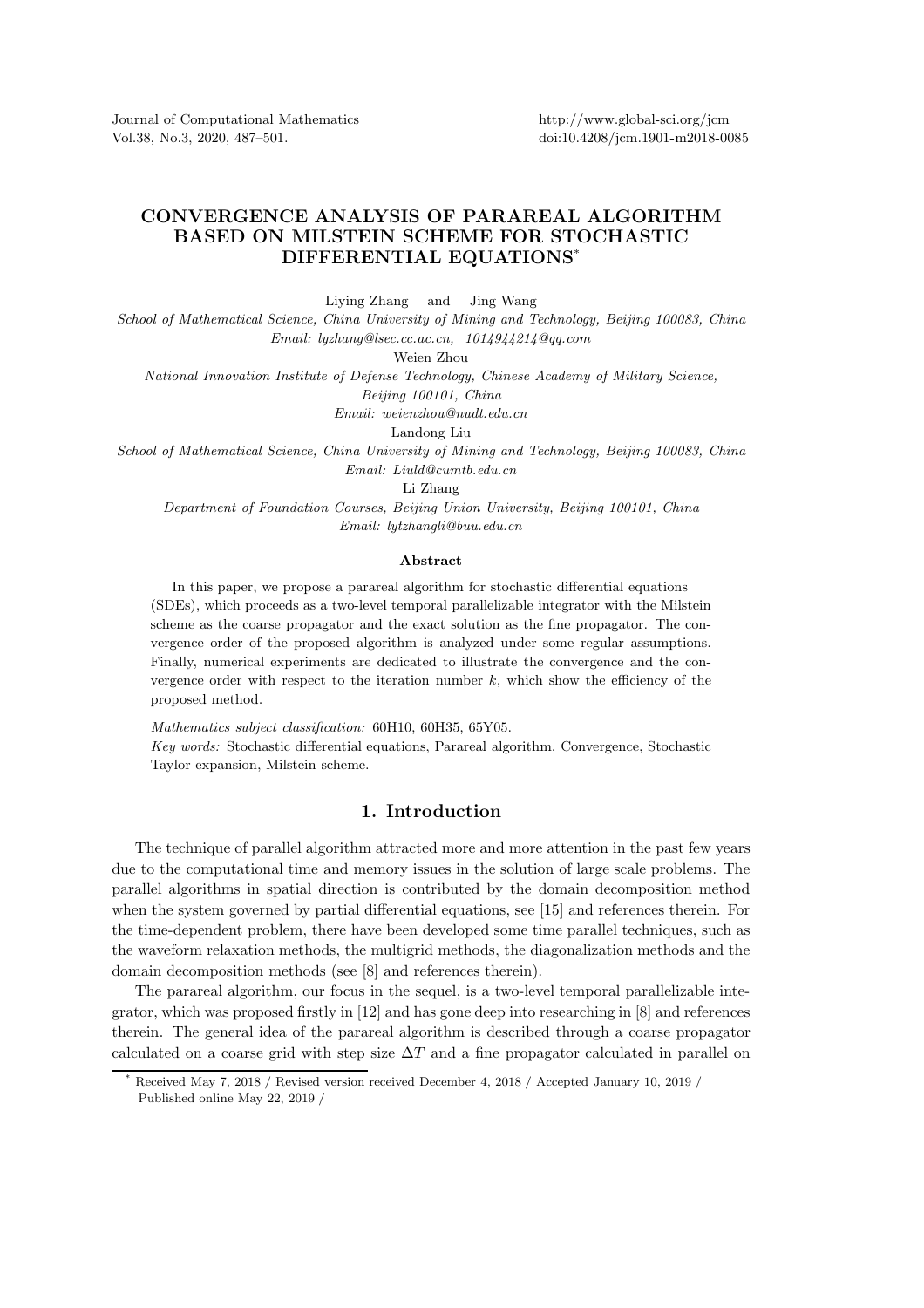# CONVERGENCE ANALYSIS OF PARAREAL ALGORITHM BASED ON MILSTEIN SCHEME FOR STOCHASTIC DIFFERENTIAL EQUATIONS*

Liying Zhang and Jing Wang

*School of Mathematical Science, China University of Mining and Technology, Beijing 100083, China*
*Email: lyzhang@lsec.cc.ac.cn, 1014944214@qq.com*

Weien Zhou

*National Innovation Institute of Defense Technology, Chinese Academy of Military Science, Beijing 100101, China*
*Email: weienzhou@nudt.edu.cn*

Landong Liu

*School of Mathematical Science, China University of Mining and Technology, Beijing 100083, China*
*Email: Liuld@cumtb.edu.cn*

Li Zhang

*Department of Foundation Courses, Beijing Union University, Beijing 100101, China*
*Email: lytzhangli@buu.edu.cn*

### Abstract

In this paper, we propose a parareal algorithm for stochastic differential equations (SDEs), which proceeds as a two-level temporal parallelizable integrator with the Milstein scheme as the coarse propagator and the exact solution as the fine propagator. The convergence order of the proposed algorithm is analyzed under some regular assumptions. Finally, numerical experiments are dedicated to illustrate the convergence and the convergence order with respect to the iteration number $k$, which show the efficiency of the proposed method.

*Mathematics subject classification:* 60H10, 60H35, 65Y05.
*Key words:* Stochastic differential equations, Parareal algorithm, Convergence, Stochastic Taylor expansion, Milstein scheme.

## 1. Introduction

The technique of parallel algorithm attracted more and more attention in the past few years due to the computational time and memory issues in the solution of large scale problems. The parallel algorithms in spatial direction is contributed by the domain decomposition method when the system governed by partial differential equations, see [15] and references therein. For the time-dependent problem, there have been developed some time parallel techniques, such as the waveform relaxation methods, the multigrid methods, the diagonalization methods and the domain decomposition methods (see [8] and references therein).

The parareal algorithm, our focus in the sequel, is a two-level temporal parallelizable integrator, which was proposed firstly in [12] and has gone deep into researching in [8] and references therein. The general idea of the parareal algorithm is described through a coarse propagator calculated on a coarse grid with step size $\Delta T$ and a fine propagator calculated in parallel on

---

* Received May 7, 2018 / Revised version received December 4, 2018 / Accepted January 10, 2019 / Published online May 22, 2019 /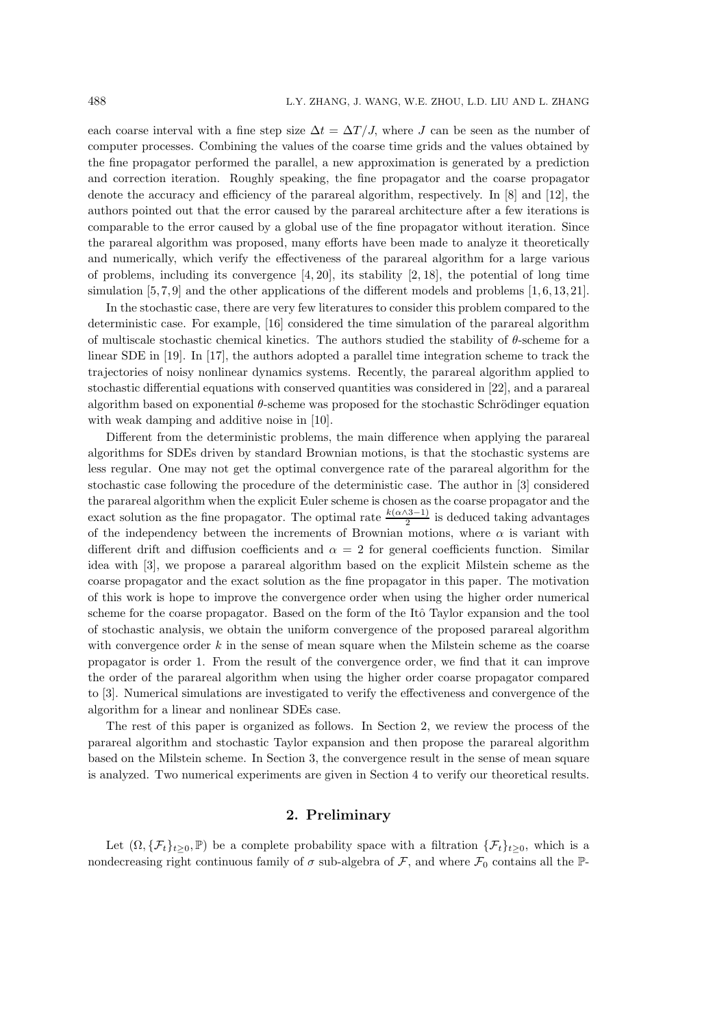each coarse interval with a fine step size $\Delta t = \Delta T/J$, where $J$ can be seen as the number of computer processes. Combining the values of the coarse time grids and the values obtained by the fine propagator performed the parallel, a new approximation is generated by a prediction and correction iteration. Roughly speaking, the fine propagator and the coarse propagator denote the accuracy and efficiency of the parareal algorithm, respectively. In [8] and [12], the authors pointed out that the error caused by the parareal architecture after a few iterations is comparable to the error caused by a global use of the fine propagator without iteration. Since the parareal algorithm was proposed, many efforts have been made to analyze it theoretically and numerically, which verify the effectiveness of the parareal algorithm for a large various of problems, including its convergence [4, 20], its stability [2, 18], the potential of long time simulation [5, 7, 9] and the other applications of the different models and problems [1, 6, 13, 21].

In the stochastic case, there are very few literatures to consider this problem compared to the deterministic case. For example, [16] considered the time simulation of the parareal algorithm of multiscale stochastic chemical kinetics. The authors studied the stability of $\theta$-scheme for a linear SDE in [19]. In [17], the authors adopted a parallel time integration scheme to track the trajectories of noisy nonlinear dynamics systems. Recently, the parareal algorithm applied to stochastic differential equations with conserved quantities was considered in [22], and a parareal algorithm based on exponential $\theta$-scheme was proposed for the stochastic Schrödinger equation with weak damping and additive noise in [10].

Different from the deterministic problems, the main difference when applying the parareal algorithms for SDEs driven by standard Brownian motions, is that the stochastic systems are less regular. One may not get the optimal convergence rate of the parareal algorithm for the stochastic case following the procedure of the deterministic case. The author in [3] considered the parareal algorithm when the explicit Euler scheme is chosen as the coarse propagator and the exact solution as the fine propagator. The optimal rate $\frac{k(\alpha \wedge 3-1)}{2}$ is deduced taking advantages of the independency between the increments of Brownian motions, where $\alpha$ is variant with different drift and diffusion coefficients and $\alpha = 2$ for general coefficients function. Similar idea with [3], we propose a parareal algorithm based on the explicit Milstein scheme as the coarse propagator and the exact solution as the fine propagator in this paper. The motivation of this work is hope to improve the convergence order when using the higher order numerical scheme for the coarse propagator. Based on the form of the Itô Taylor expansion and the tool of stochastic analysis, we obtain the uniform convergence of the proposed parareal algorithm with convergence order $k$ in the sense of mean square when the Milstein scheme as the coarse propagator is order 1. From the result of the convergence order, we find that it can improve the order of the parareal algorithm when using the higher order coarse propagator compared to [3]. Numerical simulations are investigated to verify the effectiveness and convergence of the algorithm for a linear and nonlinear SDEs case.

The rest of this paper is organized as follows. In Section 2, we review the process of the parareal algorithm and stochastic Taylor expansion and then propose the parareal algorithm based on the Milstein scheme. In Section 3, the convergence result in the sense of mean square is analyzed. Two numerical experiments are given in Section 4 to verify our theoretical results.

## 2. Preliminary

Let $(\Omega, \{\mathcal{F}_t\}_{t\geq 0}, \mathbb{P})$ be a complete probability space with a filtration $\{\mathcal{F}_t\}_{t\geq 0}$, which is a nondecreasing right continuous family of $\sigma$ sub-algebra of $\mathcal{F}$, and where $\mathcal{F}_0$ contains all the $\mathbb{P}$-